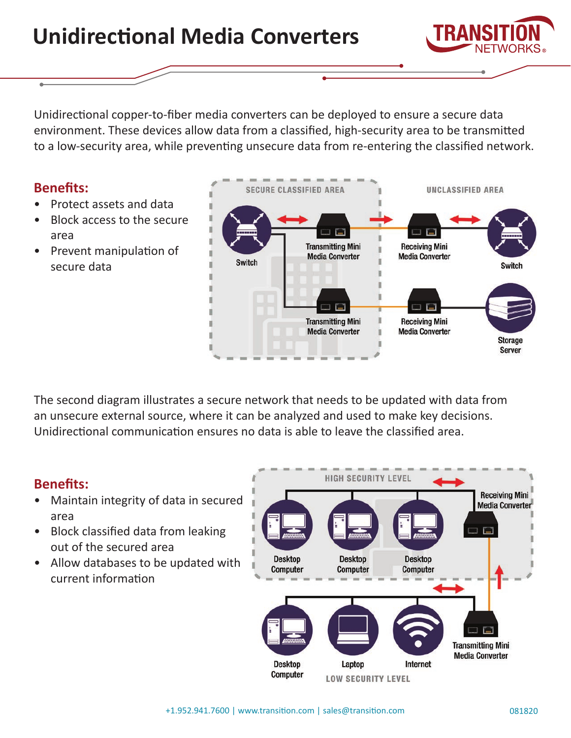# Unidirectional Media Converters

Unidirectional copper-to-fiber media converters can be deployed to ensure a secure data environment. These devices allow data from a classified, high-security area to be transmitted to a low-security area, while preventing unsecure data from re-entering the classified network.

## Benefits:

- Protect assets and data
- Block access to the secure area
- Prevent manipulation of secure data

SECURE CLASSIFIED AREA | UNCLASSIFIED AREA

Switch | Transmitting Mini Media Converter | Receiving Mini Media Converter | Switch

Transmitting Mini Media Converter | Receiving Mini Media Converter | Storage Server

The second diagram illustrates a secure network that needs to be updated with data from an unsecure external source, where it can be analyzed and used to make key decisions. Unidirectional communication ensures no data is able to leave the classified area.

## Benefits:

- Maintain integrity of data in secured area
- Block classified data from leaking out of the secured area
- Allow databases to be updated with current information

HIGH SECURITY LEVEL

Desktop Computer | Desktop Computer | Desktop Computer | Receiving Mini Media Converter

Desktop Computer | Laptop | Internet | Transmitting Mini Media Converter

LOW SECURITY LEVEL

+1.952.941.7600 | www.transition.com | sales@transition.com

081820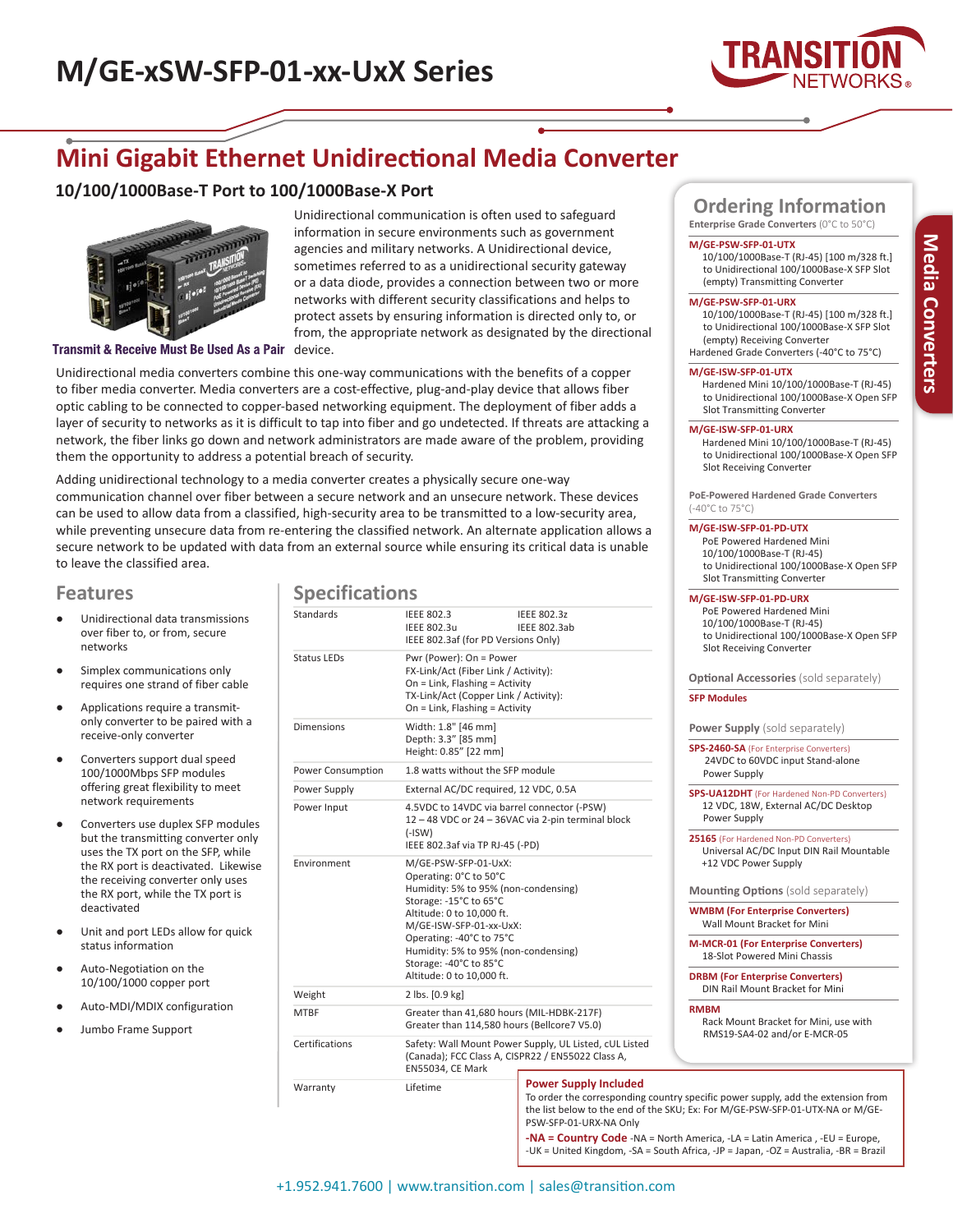# M/GE-xSW-SFP-01-xx-UxX Series

## Mini Gigabit Ethernet Unidirectional Media Converter

### 10/100/1000Base-T Port to 100/1000Base-X Port

**Transmit & Receive Must Be Used As a Pair**

Unidirectional communication is often used to safeguard information in secure environments such as government agencies and military networks. A Unidirectional device, sometimes referred to as a unidirectional security gateway or a data diode, provides a connection between two or more networks with different security classifications and helps to protect assets by ensuring information is directed only to, or from, the appropriate network as designated by the directional device.

Unidirectional media converters combine this one-way communications with the benefits of a copper to fiber media converter. Media converters are a cost-effective, plug-and-play device that allows fiber optic cabling to be connected to copper-based networking equipment. The deployment of fiber adds a layer of security to networks as it is difficult to tap into fiber and go undetected. If threats are attacking a network, the fiber links go down and network administrators are made aware of the problem, providing them the opportunity to address a potential breach of security.

Adding unidirectional technology to a media converter creates a physically secure one-way communication channel over fiber between a secure network and an unsecure network. These devices can be used to allow data from a classified, high-security area to be transmitted to a low-security area, while preventing unsecure data from re-entering the classified network. An alternate application allows a secure network to be updated with data from an external source while ensuring its critical data is unable to leave the classified area.

## Features

- Unidirectional data transmissions over fiber to, or from, secure networks
- Simplex communications only requires one strand of fiber cable
- Applications require a transmit-only converter to be paired with a receive-only converter
- Converters support dual speed 100/1000Mbps SFP modules offering great flexibility to meet network requirements
- Converters use duplex SFP modules but the transmitting converter only uses the TX port on the SFP, while the RX port is deactivated. Likewise the receiving converter only uses the RX port, while the TX port is deactivated
- Unit and port LEDs allow for quick status information
- Auto-Negotiation on the 10/100/1000 copper port
- Auto-MDI/MDIX configuration
- Jumbo Frame Support

## Specifications

| | |
|---|---|
| Standards | IEEE 802.3, IEEE 802.3z, IEEE 802.3u, IEEE 802.3ab, IEEE 802.3af (for PD Versions Only) |
| Status LEDs | Pwr (Power): On = Power<br>FX-Link/Act (Fiber Link / Activity):<br>On = Link, Flashing = Activity<br>TX-Link/Act (Copper Link / Activity):<br>On = Link, Flashing = Activity |
| Dimensions | Width: 1.8" [46 mm]<br>Depth: 3.3" [85 mm]<br>Height: 0.85" [22 mm] |
| Power Consumption | 1.8 watts without the SFP module |
| Power Supply | External AC/DC required, 12 VDC, 0.5A |
| Power Input | 4.5VDC to 14VDC via barrel connector (-PSW)<br>12 – 48 VDC or 24 – 36VAC via 2-pin terminal block (-ISW)<br>IEEE 802.3af via TP RJ-45 (-PD) |
| Environment | M/GE-PSW-SFP-01-UxX:<br>Operating: 0°C to 50°C<br>Humidity: 5% to 95% (non-condensing)<br>Storage: -15°C to 65°C<br>Altitude: 0 to 10,000 ft.<br>M/GE-ISW-SFP-01-xx-UxX:<br>Operating: -40°C to 75°C<br>Humidity: 5% to 95% (non-condensing)<br>Storage: -40°C to 85°C<br>Altitude: 0 to 10,000 ft. |
| Weight | 2 lbs. [0.9 kg] |
| MTBF | Greater than 41,680 hours (MIL-HDBK-217F)<br>Greater than 114,580 hours (Bellcore7 V5.0) |
| Certifications | Safety: Wall Mount Power Supply, UL Listed, cUL Listed (Canada); FCC Class A, CISPR22 / EN55022 Class A, EN55034, CE Mark |
| Warranty | Lifetime |

## Ordering Information

**Enterprise Grade Converters** (0°C to 50°C)

**M/GE-PSW-SFP-01-UTX**
10/100/1000Base-T (RJ-45) [100 m/328 ft.] to Unidirectional 100/1000Base-X SFP Slot (empty) Transmitting Converter

**M/GE-PSW-SFP-01-URX**
10/100/1000Base-T (RJ-45) [100 m/328 ft.] to Unidirectional 100/1000Base-X SFP Slot (empty) Receiving Converter

Hardened Grade Converters (-40°C to 75°C)

**M/GE-ISW-SFP-01-UTX**
Hardened Mini 10/100/1000Base-T (RJ-45) to Unidirectional 100/1000Base-X Open SFP Slot Transmitting Converter

**M/GE-ISW-SFP-01-URX**
Hardened Mini 10/100/1000Base-T (RJ-45) to Unidirectional 100/1000Base-X Open SFP Slot Receiving Converter

**PoE-Powered Hardened Grade Converters** (-40°C to 75°C)

**M/GE-ISW-SFP-01-PD-UTX**
PoE Powered Hardened Mini 10/100/1000Base-T (RJ-45) to Unidirectional 100/1000Base-X Open SFP Slot Transmitting Converter

**M/GE-ISW-SFP-01-PD-URX**
PoE Powered Hardened Mini 10/100/1000Base-T (RJ-45) to Unidirectional 100/1000Base-X Open SFP Slot Receiving Converter

**Optional Accessories** (sold separately)

**SFP Modules**

**Power Supply** (sold separately)

**SPS-2460-SA** (For Enterprise Converters)
24VDC to 60VDC input Stand-alone Power Supply

**SPS-UA12DHT** (For Hardened Non-PD Converters)
12 VDC, 18W, External AC/DC Desktop Power Supply

**25165** (For Hardened Non-PD Converters)
Universal AC/DC Input DIN Rail Mountable +12 VDC Power Supply

**Mounting Options** (sold separately)

**WMBM (For Enterprise Converters)**
Wall Mount Bracket for Mini

**M-MCR-01 (For Enterprise Converters)**
18-Slot Powered Mini Chassis

**DRBM (For Enterprise Converters)**
DIN Rail Mount Bracket for Mini

**RMBM**
Rack Mount Bracket for Mini, use with RMS19-SA4-02 and/or E-MCR-05

**Power Supply Included**

To order the corresponding country specific power supply, add the extension from the list below to the end of the SKU; Ex: For M/GE-PSW-SFP-01-UTX-NA or M/GE-PSW-SFP-01-URX-NA Only

**-NA = Country Code** -NA = North America, -LA = Latin America , -EU = Europe, -UK = United Kingdom, -SA = South Africa, -JP = Japan, -OZ = Australia, -BR = Brazil

+1.952.941.7600 | www.transition.com | sales@transition.com